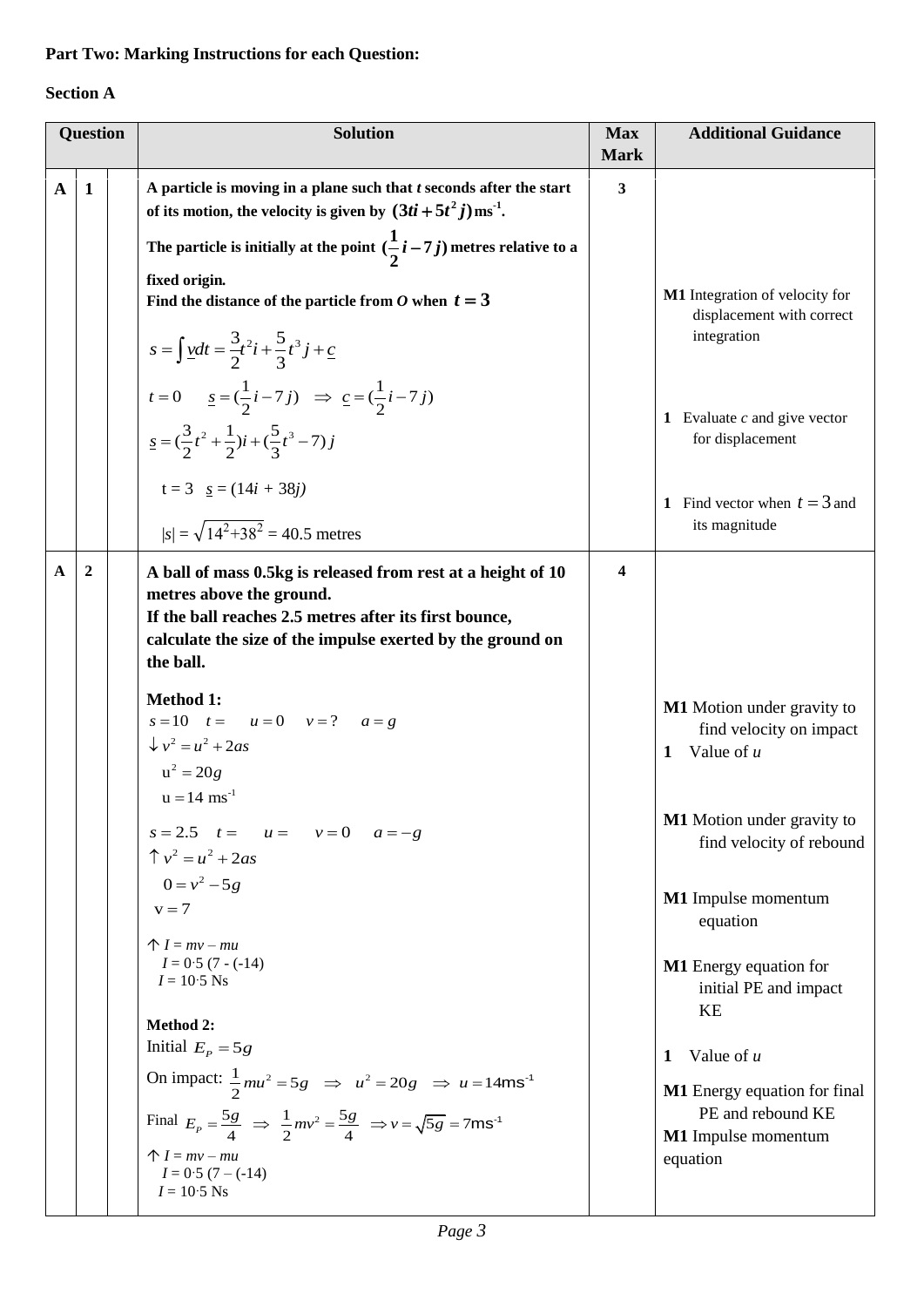**Part Two: Marking Instructions for each Question:**

**Section A**

| Question | | | Solution | Max Mark | Additional Guidance |
|---|---|---|---|---|---|
| **A** | **1** | | **A particle is moving in a plane such that *t* seconds after the start of its motion, the velocity is given by $(3ti + 5t^2 j)$ ms$^{-1}$.** <br> **The particle is initially at the point $(\frac{1}{2}i - 7j)$ metres relative to a fixed origin.** <br> **Find the distance of the particle from *O* when $t = 3$** <br> $s = \int \underline{v}dt = \frac{3}{2}t^2 i + \frac{5}{3}t^3 j + \underline{c}$ <br> $t = 0 \quad \underline{s} = (\frac{1}{2}i - 7j) \Rightarrow \underline{c} = (\frac{1}{2}i - 7j)$ <br> $\underline{s} = (\frac{3}{2}t^2 + \frac{1}{2})i + (\frac{5}{3}t^3 - 7)j$ <br> $t = 3 \quad \underline{s} = (14i + 38j)$ <br> $\lvert s \rvert = \sqrt{14^2 + 38^2} = 40.5$ metres | **3** | **M1** Integration of velocity for displacement with correct integration <br><br> **1** Evaluate *c* and give vector for displacement <br><br> **1** Find vector when $t = 3$ and its magnitude |
| **A** | **2** | | **A ball of mass 0.5kg is released from rest at a height of 10 metres above the ground.** <br> **If the ball reaches 2.5 metres after its first bounce, calculate the size of the impulse exerted by the ground on the ball.** <br><br> **Method 1:** <br> $s = 10 \quad t = \quad u = 0 \quad v = ? \quad a = g$ <br> $\downarrow v^2 = u^2 + 2as$ <br> $u^2 = 20g$ <br> $u = 14$ ms$^{-1}$ <br> $s = 2.5 \quad t = \quad u = \quad v = 0 \quad a = -g$ <br> $\uparrow v^2 = u^2 + 2as$ <br> $0 = v^2 - 5g$ <br> $v = 7$ <br> $\uparrow I = mv - mu$ <br> $I = 0{\cdot}5\,(7 - (-14))$ <br> $I = 10{\cdot}5$ Ns <br><br> **Method 2:** <br> Initial $E_P = 5g$ <br> On impact: $\frac{1}{2}mu^2 = 5g \Rightarrow u^2 = 20g \Rightarrow u = 14$ms$^{-1}$ <br> Final $E_P = \frac{5g}{4} \Rightarrow \frac{1}{2}mv^2 = \frac{5g}{4} \Rightarrow v = \sqrt{5g} = 7$ms$^{-1}$ <br> $\uparrow I = mv - mu$ <br> $I = 0{\cdot}5\,(7 - (-14))$ <br> $I = 10{\cdot}5$ Ns | **4** | **M1** Motion under gravity to find velocity on impact <br> **1** Value of *u* <br><br> **M1** Motion under gravity to find velocity of rebound <br><br> **M1** Impulse momentum equation <br><br> **M1** Energy equation for initial PE and impact KE <br><br> **1** Value of *u* <br><br> **M1** Energy equation for final PE and rebound KE <br> **M1** Impulse momentum equation |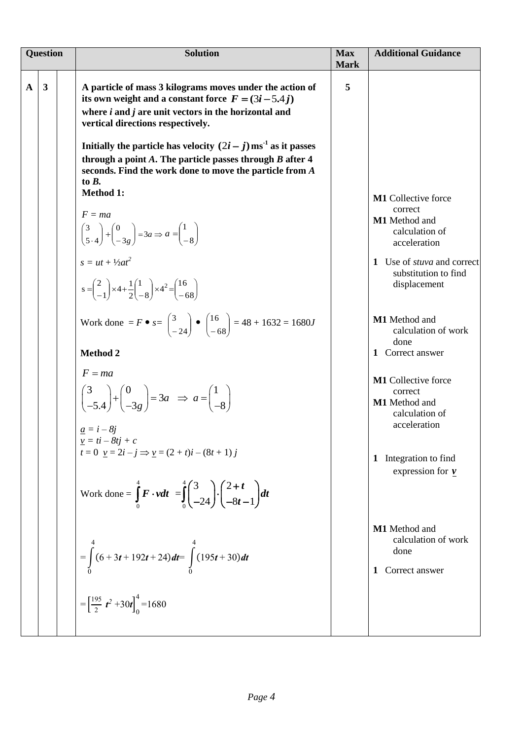| Question | | | Solution | Max Mark | Additional Guidance |
|---|---|---|---|---|---|
| A | 3 | | **A particle of mass 3 kilograms moves under the action of its own weight and a constant force $\boldsymbol{F} = (3\boldsymbol{i} - 5.4\boldsymbol{j})$ where *i* and *j* are unit vectors in the horizontal and vertical directions respectively.** <br><br> **Initially the particle has velocity $(2\boldsymbol{i} - \boldsymbol{j})\,\text{ms}^{-1}$ as it passes through a point *A*. The particle passes through *B* after 4 seconds. Find the work done to move the particle from *A* to *B*.** | 5 | |
| | | | **Method 1:** <br><br> $F = ma$ <br> $\begin{pmatrix}3\\5\cdot4\end{pmatrix} + \begin{pmatrix}0\\-3g\end{pmatrix} = 3a \Rightarrow a = \begin{pmatrix}1\\-8\end{pmatrix}$ | | **M1** Collective force correct <br> **M1** Method and calculation of acceleration |
| | | | $s = ut + ½at^2$ <br> $s = \begin{pmatrix}2\\-1\end{pmatrix} \times 4 + \frac{1}{2}\begin{pmatrix}1\\-8\end{pmatrix} \times 4^2 = \begin{pmatrix}16\\-68\end{pmatrix}$ | | **1** Use of *stuva* and correct substitution to find displacement |
| | | | Work done $= F \bullet s = \begin{pmatrix}3\\-24\end{pmatrix} \bullet \begin{pmatrix}16\\-68\end{pmatrix} = 48 + 1632 = 1680J$ | | **M1** Method and calculation of work done <br> **1** Correct answer |
| | | | **Method 2** <br><br> $F = ma$ <br> $\begin{pmatrix}3\\-5.4\end{pmatrix} + \begin{pmatrix}0\\-3g\end{pmatrix} = 3a \;\Rightarrow\; a = \begin{pmatrix}1\\-8\end{pmatrix}$ | | **M1** Collective force correct <br> **M1** Method and calculation of acceleration |
| | | | $\underline{a} = i - 8j$ <br> $\underline{v} = ti - 8tj + c$ <br> $t = 0 \;\; \underline{v} = 2i - j \Rightarrow \underline{v} = (2 + t)i - (8t + 1)\,j$ | | **1** Integration to find expression for $\boldsymbol{v}$ |
| | | | Work done $= \int_0^4 \boldsymbol{F} \cdot \boldsymbol{v}dt = \int_0^4 \begin{pmatrix}3\\-24\end{pmatrix} \cdot \begin{pmatrix}2+t\\-8t-1\end{pmatrix} dt$ | | |
| | | | $= \int_0^4 (6 + 3t + 192t + 24)\,dt = \int_0^4 (195t + 30)\,dt$ | | **M1** Method and calculation of work done <br> **1** Correct answer |
| | | | $= \left[\frac{195}{2}t^2 + 30t\right]_0^4 = 1680$ | | |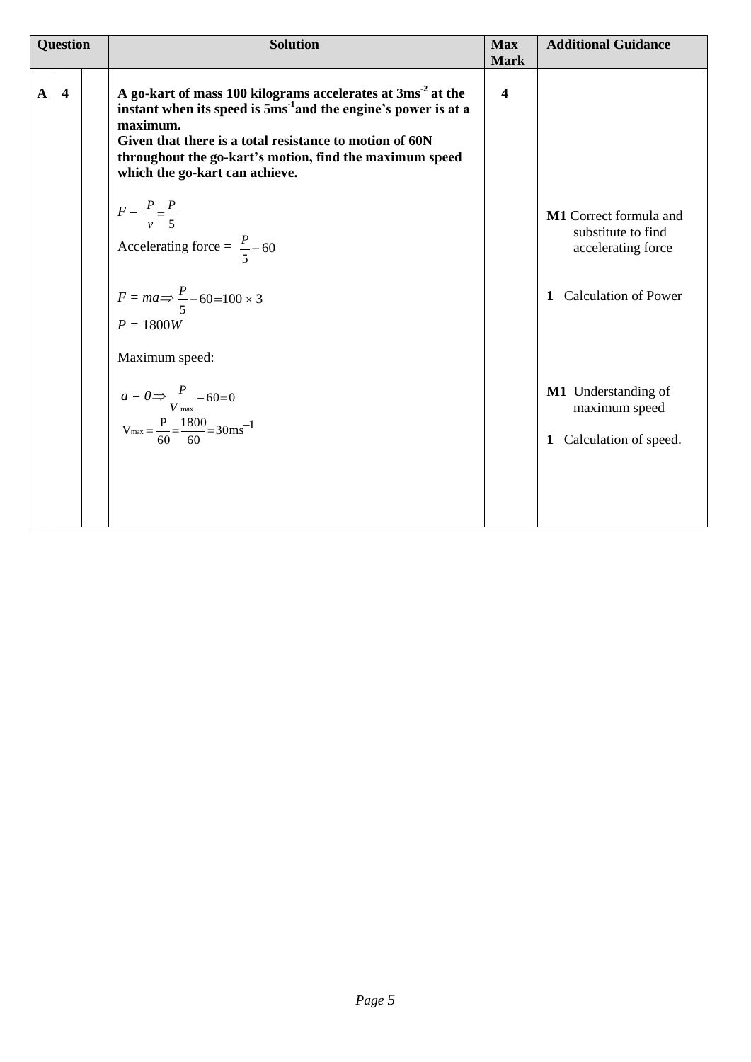| Question | | | Solution | Max Mark | Additional Guidance |
|---|---|---|---|---|---|
| A | 4 | | **A go-kart of mass 100 kilograms accelerates at 3ms$^{-2}$ at the instant when its speed is 5ms$^{-1}$and the engine's power is at a maximum.** **Given that there is a total resistance to motion of 60N throughout the go-kart's motion, find the maximum speed which the go-kart can achieve.** | 4 | |
| | | | $F = \dfrac{P}{v} = \dfrac{P}{5}$ <br> Accelerating force = $\dfrac{P}{5} - 60$ | | **M1** Correct formula and substitute to find accelerating force |
| | | | $F = ma \Rightarrow \dfrac{P}{5} - 60 = 100 \times 3$ <br> $P = 1800W$ | | **1** Calculation of Power |
| | | | Maximum speed: <br> $a = 0 \Rightarrow \dfrac{P}{V_{\max}} - 60 = 0$ | | **M1** Understanding of maximum speed |
| | | | $V_{\max} = \dfrac{P}{60} = \dfrac{1800}{60} = 30\text{ms}^{-1}$ | | **1** Calculation of speed. |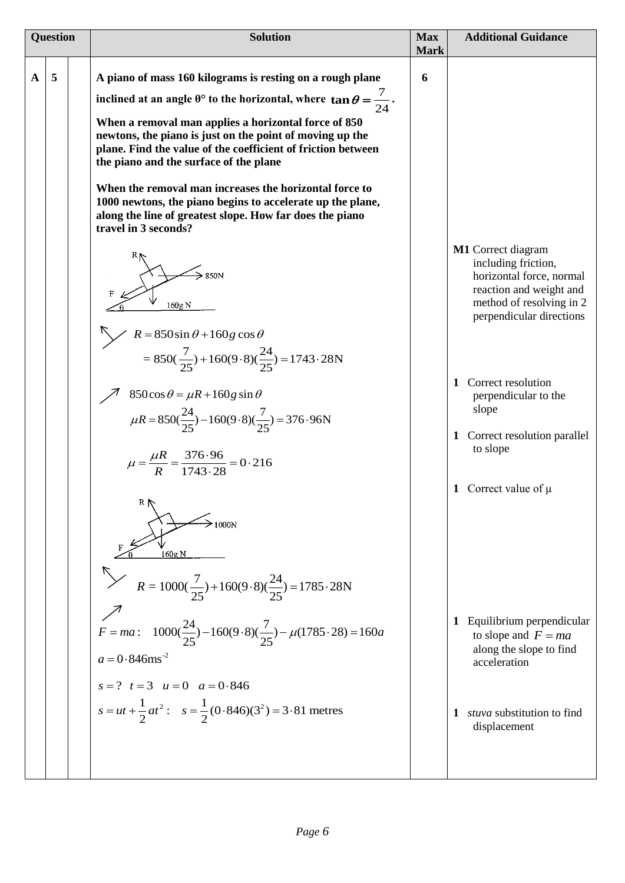| Question | | | Solution | Max Mark | Additional Guidance |
|---|---|---|---|---|---|
| A | 5 | | **A piano of mass 160 kilograms is resting on a rough plane inclined at an angle θ° to the horizontal, where $\tan\theta = \frac{7}{24}$.** **When a removal man applies a horizontal force of 850 newtons, the piano is just on the point of moving up the plane. Find the value of the coefficient of friction between the piano and the surface of the plane** **When the removal man increases the horizontal force to 1000 newtons, the piano begins to accelerate up the plane, along the line of greatest slope. How far does the piano travel in 3 seconds?** | 6 | |
| | | | (Diagram: R, 850N, F, θ, 160g N) | | **M1** Correct diagram including friction, horizontal force, normal reaction and weight and method of resolving in 2 perpendicular directions |
| | | | ↖↘ $R = 850\sin\theta + 160g\cos\theta$ $= 850(\frac{7}{25}) + 160(9\cdot8)(\frac{24}{25}) = 1743\cdot28\text{N}$ | | **1** Correct resolution perpendicular to the slope |
| | | | ↗ $850\cos\theta = \mu R + 160g\sin\theta$ $\mu R = 850(\frac{24}{25}) - 160(9\cdot8)(\frac{7}{25}) = 376\cdot96\text{N}$ | | **1** Correct resolution parallel to slope |
| | | | $\mu = \frac{\mu R}{R} = \frac{376\cdot96}{1743\cdot28} = 0\cdot216$ | | **1** Correct value of μ |
| | | | (Diagram: R, 1000N, F, θ, 160g N) | | |
| | | | ↖↘ $R = 1000(\frac{7}{25}) + 160(9\cdot8)(\frac{24}{25}) = 1785\cdot28\text{N}$ | | |
| | | | ↗ $F = ma: \quad 1000(\frac{24}{25}) - 160(9\cdot8)(\frac{7}{25}) - \mu(1785\cdot28) = 160a$ $a = 0\cdot846\text{ms}^{-2}$ | | **1** Equilibrium perpendicular to slope and $F = ma$ along the slope to find acceleration |
| | | | $s = ? \quad t = 3 \quad u = 0 \quad a = 0\cdot846$ $s = ut + \frac{1}{2}at^2: \quad s = \frac{1}{2}(0\cdot846)(3^2) = 3\cdot81$ metres | | **1** *stuva* substitution to find displacement |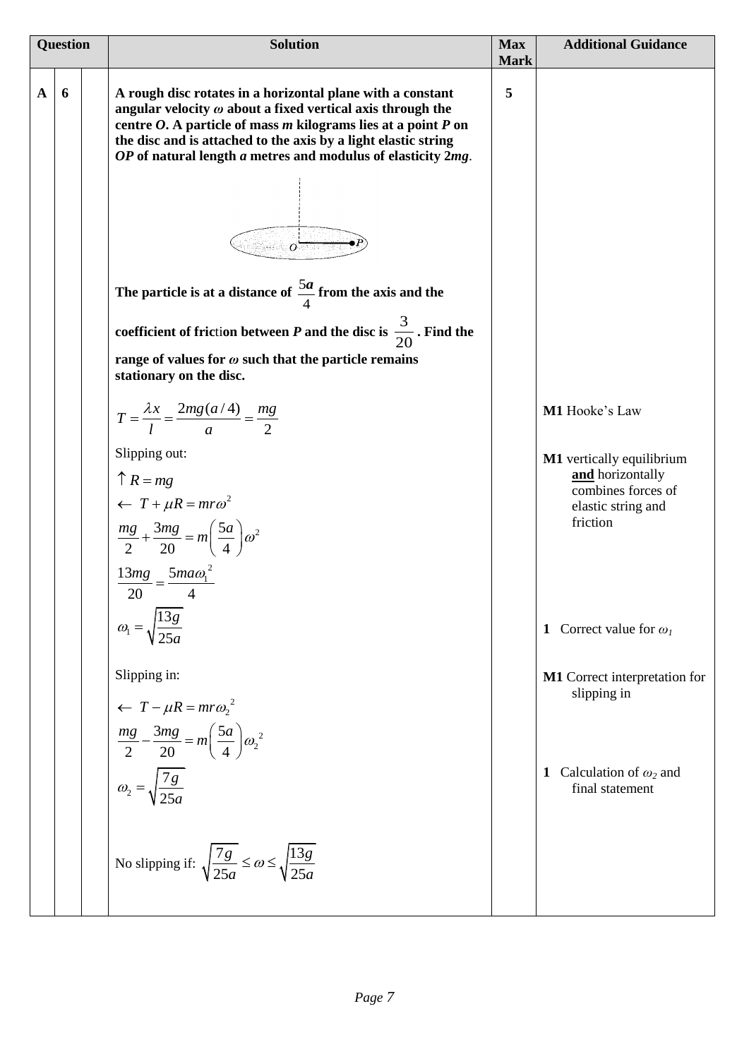| Question | | | Solution | Max Mark | Additional Guidance |
|---|---|---|---|---|---|
| A | 6 | | **A rough disc rotates in a horizontal plane with a constant angular velocity $\omega$ about a fixed vertical axis through the centre $O$. A particle of mass $m$ kilograms lies at a point $P$ on the disc and is attached to the axis by a light elastic string $OP$ of natural length $a$ metres and modulus of elasticity $2mg$.** | 5 | |
| | | | **The particle is at a distance of $\frac{5a}{4}$ from the axis and the coefficient of friction between $P$ and the disc is $\frac{3}{20}$. Find the range of values for $\omega$ such that the particle remains stationary on the disc.** | | |
| | | | $T = \frac{\lambda x}{l} = \frac{2mg(a/4)}{a} = \frac{mg}{2}$ | | **M1** Hooke's Law |
| | | | Slipping out: <br> $\uparrow R = mg$ <br> $\leftarrow\ T + \mu R = mr\omega^2$ <br> $\frac{mg}{2} + \frac{3mg}{20} = m\left(\frac{5a}{4}\right)\omega^2$ <br> $\frac{13mg}{20} = \frac{5ma\omega_1^{\ 2}}{4}$ | | **M1** vertically equilibrium **and** horizontally combines forces of elastic string and friction |
| | | | $\omega_1 = \sqrt{\frac{13g}{25a}}$ | | **1** Correct value for $\omega_1$ |
| | | | Slipping in: <br> $\leftarrow\ T - \mu R = mr\omega_2^{\ 2}$ <br> $\frac{mg}{2} - \frac{3mg}{20} = m\left(\frac{5a}{4}\right)\omega_2^{\ 2}$ | | **M1** Correct interpretation for slipping in |
| | | | $\omega_2 = \sqrt{\frac{7g}{25a}}$ | | **1** Calculation of $\omega_2$ and final statement |
| | | | No slipping if: $\sqrt{\frac{7g}{25a}} \le \omega \le \sqrt{\frac{13g}{25a}}$ | | |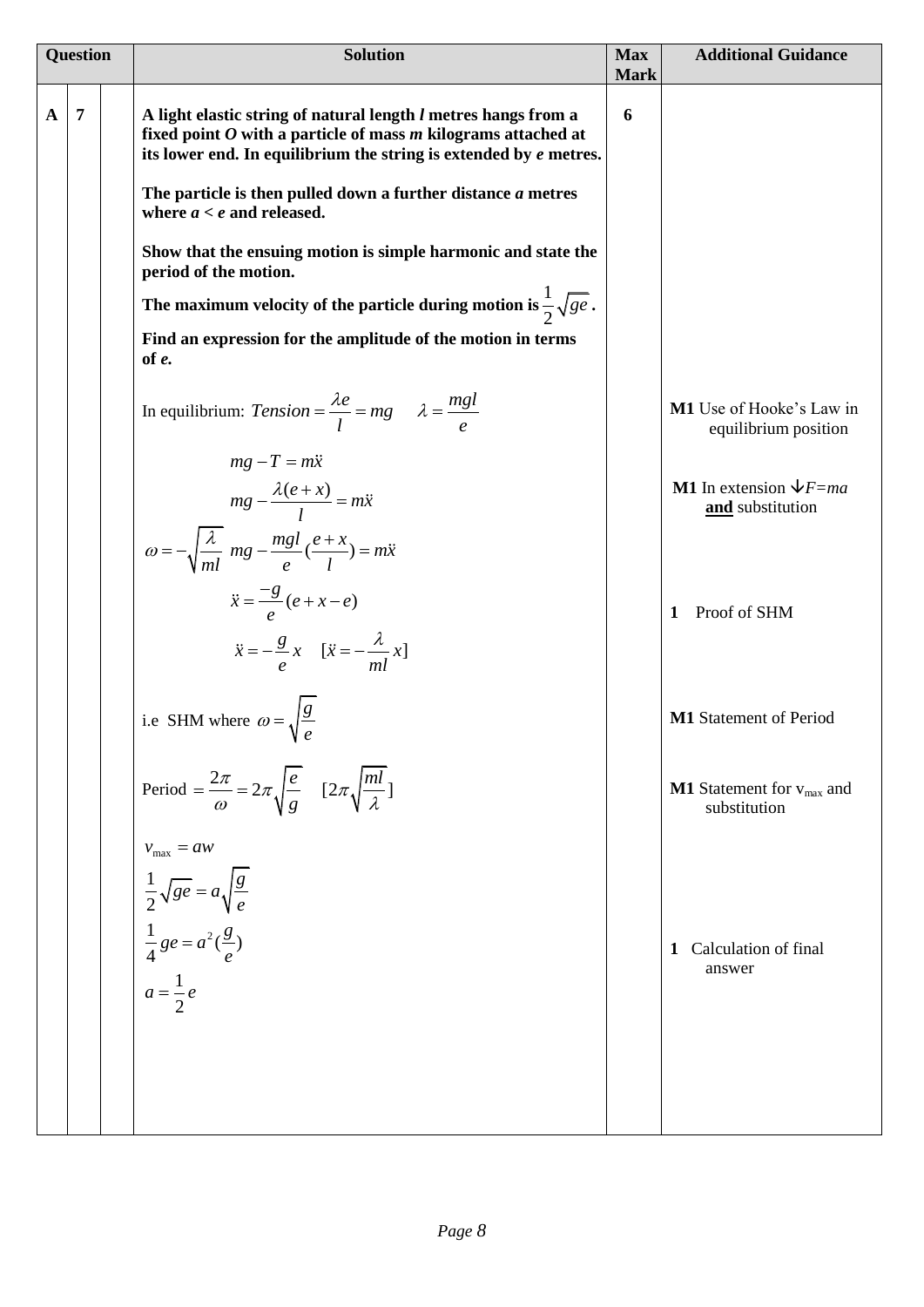| Question | | | Solution | Max Mark | Additional Guidance |
|---|---|---|---|---|---|
| **A** | **7** | | **A light elastic string of natural length *l* metres hangs from a fixed point *O* with a particle of mass *m* kilograms attached at its lower end. In equilibrium the string is extended by *e* metres.** <br><br> **The particle is then pulled down a further distance *a* metres where $a < e$ and released.** <br><br> **Show that the ensuing motion is simple harmonic and state the period of the motion.** <br> **The maximum velocity of the particle during motion is $\frac{1}{2}\sqrt{ge}$.** <br> **Find an expression for the amplitude of the motion in terms of *e*.** | **6** | |
| | | | In equilibrium: $Tension = \frac{\lambda e}{l} = mg \quad \lambda = \frac{mgl}{e}$ | | **M1** Use of Hooke's Law in equilibrium position |
| | | | $mg - T = m\ddot{x}$ <br> $mg - \frac{\lambda(e+x)}{l} = m\ddot{x}$ | | **M1** In extension $\downarrow F=ma$ **and** substitution |
| | | | $\omega = -\sqrt{\frac{\lambda}{ml}} \quad mg - \frac{mgl}{e}(\frac{e+x}{l}) = m\ddot{x}$ | | |
| | | | $\ddot{x} = \frac{-g}{e}(e+x-e)$ <br> $\ddot{x} = -\frac{g}{e}x \quad [\ddot{x} = -\frac{\lambda}{ml}x]$ | | **1** Proof of SHM |
| | | | i.e SHM where $\omega = \sqrt{\frac{g}{e}}$ | | **M1** Statement of Period |
| | | | Period $= \frac{2\pi}{\omega} = 2\pi\sqrt{\frac{e}{g}} \quad [2\pi\sqrt{\frac{ml}{\lambda}}]$ | | **M1** Statement for $v_{max}$ and substitution |
| | | | $v_{max} = aw$ <br> $\frac{1}{2}\sqrt{ge} = a\sqrt{\frac{g}{e}}$ <br> $\frac{1}{4}ge = a^2(\frac{g}{e})$ <br> $a = \frac{1}{2}e$ | | **1** Calculation of final answer |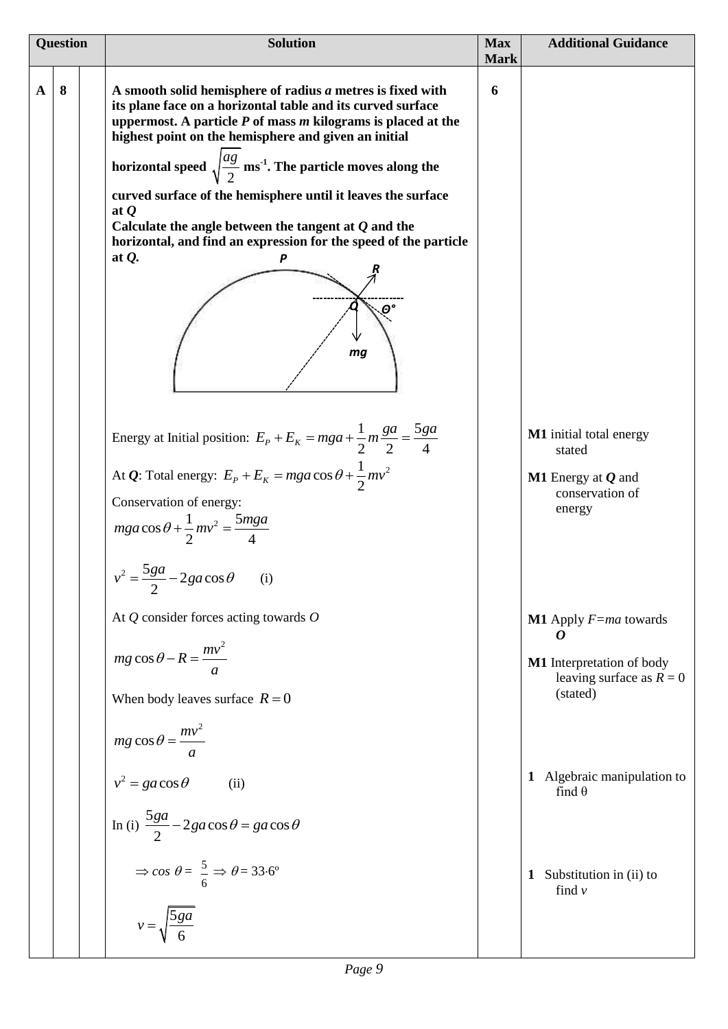| Question | | | Solution | Max Mark | Additional Guidance |
|---|---|---|---|---|---|
| A | 8 | | **A smooth solid hemisphere of radius *a* metres is fixed with its plane face on a horizontal table and its curved surface uppermost. A particle *P* of mass *m* kilograms is placed at the highest point on the hemisphere and given an initial horizontal speed $\sqrt{\frac{ag}{2}}$ ms$^{-1}$. The particle moves along the curved surface of the hemisphere until it leaves the surface at *Q*. Calculate the angle between the tangent at *Q* and the horizontal, and find an expression for the speed of the particle at *Q*.** | 6 | |
| | | | Energy at Initial position: $E_P + E_K = mga + \frac{1}{2}m\frac{ga}{2} = \frac{5ga}{4}$ | | **M1** initial total energy stated |
| | | | At ***Q***: Total energy: $E_P + E_K = mga\cos\theta + \frac{1}{2}mv^2$ | | **M1** Energy at ***Q*** and conservation of energy |
| | | | Conservation of energy: $mga\cos\theta + \frac{1}{2}mv^2 = \frac{5mga}{4}$ | | |
| | | | $v^2 = \frac{5ga}{2} - 2ga\cos\theta \quad$ (i) | | |
| | | | At *Q* consider forces acting towards *O* | | **M1** Apply *F=ma* towards ***O*** |
| | | | $mg\cos\theta - R = \frac{mv^2}{a}$ | | **M1** Interpretation of body leaving surface as *R* = 0 (stated) |
| | | | When body leaves surface $R = 0$ | | |
| | | | $mg\cos\theta = \frac{mv^2}{a}$ | | |
| | | | $v^2 = ga\cos\theta \quad$ (ii) | | **1** Algebraic manipulation to find θ |
| | | | In (i) $\frac{5ga}{2} - 2ga\cos\theta = ga\cos\theta$ | | |
| | | | $\Rightarrow \cos\theta = \frac{5}{6} \Rightarrow \theta = 33{\cdot}6^\circ$ | | **1** Substitution in (ii) to find *v* |
| | | | $v = \sqrt{\frac{5ga}{6}}$ | | |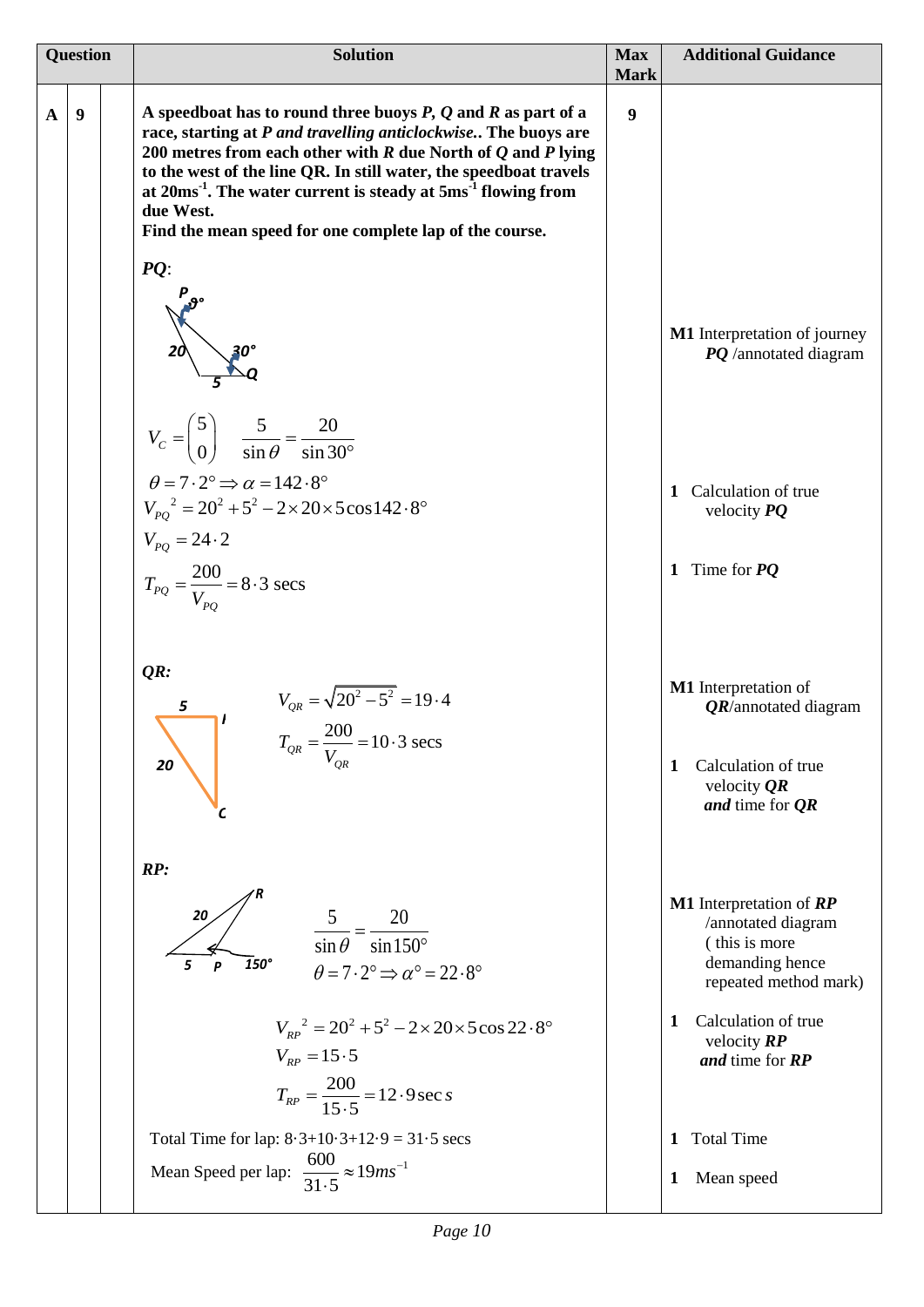| Question | | | Solution | Max Mark | Additional Guidance |
|---|---|---|---|---|---|
| A | 9 | | **A speedboat has to round three buoys *P*, *Q* and *R* as part of a race, starting at *P and travelling anticlockwise.*. The buoys are 200 metres from each other with *R* due North of *Q* and *P* lying to the west of the line QR. In still water, the speedboat travels at 20ms$^{-1}$. The water current is steady at 5ms$^{-1}$ flowing from due West.** <br> **Find the mean speed for one complete lap of the course.** | 9 | |
| | | | ***PQ*:** <br> (diagram: P, 9°, 20, 30°, 5, Q) | | **M1** Interpretation of journey ***PQ*** /annotated diagram |
| | | | $V_C = \begin{pmatrix} 5 \\ 0 \end{pmatrix}$ $\quad \frac{5}{\sin\theta} = \frac{20}{\sin 30°}$ <br> $\theta = 7\cdot2° \Rightarrow \alpha = 142\cdot8°$ <br> ${V_{PQ}}^2 = 20^2 + 5^2 - 2\times20\times5\cos142\cdot8°$ <br> $V_{PQ} = 24\cdot2$ | | **1** Calculation of true velocity ***PQ*** |
| | | | $T_{PQ} = \frac{200}{V_{PQ}} = 8\cdot3$ secs | | **1** Time for ***PQ*** |
| | | | ***QR*:** <br> (diagram: 5, I, 20, C) <br> $V_{QR} = \sqrt{20^2 - 5^2} = 19\cdot4$ <br> $T_{QR} = \frac{200}{V_{QR}} = 10\cdot3$ secs | | **M1** Interpretation of ***QR***/annotated diagram <br><br> **1** Calculation of true velocity ***QR*** ***and*** time for ***QR*** |
| | | | ***RP*:** <br> (diagram: R, 20, 5, P, 150°) <br> $\frac{5}{\sin\theta} = \frac{20}{\sin150°}$ <br> $\theta = 7\cdot2° \Rightarrow \alpha° = 22\cdot8°$ | | **M1** Interpretation of ***RP*** /annotated diagram ( this is more demanding hence repeated method mark) |
| | | | ${V_{RP}}^2 = 20^2 + 5^2 - 2\times20\times5\cos22\cdot8°$ <br> $V_{RP} = 15\cdot5$ <br> $T_{RP} = \frac{200}{15\cdot5} = 12\cdot9\sec s$ | | **1** Calculation of true velocity ***RP*** ***and*** time for ***RP*** |
| | | | Total Time for lap: 8·3+10·3+12·9 = 31·5 secs | | **1** Total Time |
| | | | Mean Speed per lap: $\frac{600}{31\cdot5} \approx 19ms^{-1}$ | | **1** Mean speed |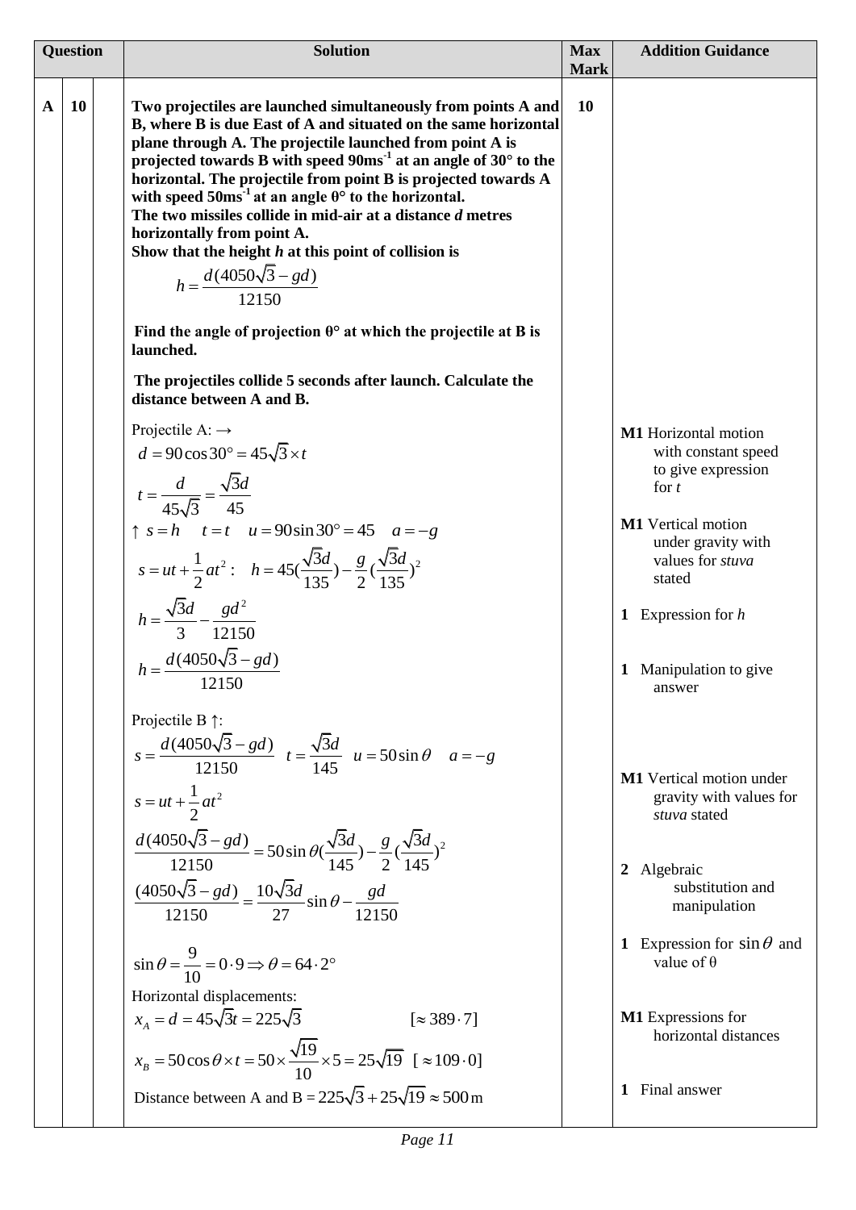| Question | | | Solution | Max Mark | Addition Guidance |
|---|---|---|---|---|---|
| A | 10 | | **Two projectiles are launched simultaneously from points A and B, where B is due East of A and situated on the same horizontal plane through A. The projectile launched from point A is projected towards B with speed 90ms$^{-1}$ at an angle of 30° to the horizontal. The projectile from point B is projected towards A with speed 50ms$^{-1}$ at an angle θ° to the horizontal.** **The two missiles collide in mid-air at a distance *d* metres horizontally from point A.** **Show that the height *h* at this point of collision is** $h = \dfrac{d(4050\sqrt{3} - gd)}{12150}$ | 10 | |
| | | | **Find the angle of projection θ° at which the projectile at B is launched.** | | |
| | | | **The projectiles collide 5 seconds after launch. Calculate the distance between A and B.** | | |
| | | | Projectile A: → $d = 90\cos 30° = 45\sqrt{3} \times t$ ; $t = \dfrac{d}{45\sqrt{3}} = \dfrac{\sqrt{3}d}{45}$ | | **M1** Horizontal motion with constant speed to give expression for *t* |
| | | | ↑ $s = h \quad t = t \quad u = 90\sin 30° = 45 \quad a = -g$ ; $s = ut + \dfrac{1}{2}at^2: \quad h = 45(\dfrac{\sqrt{3}d}{135}) - \dfrac{g}{2}(\dfrac{\sqrt{3}d}{135})^2$ | | **M1** Vertical motion under gravity with values for *stuva* stated |
| | | | $h = \dfrac{\sqrt{3}d}{3} - \dfrac{gd^2}{12150}$ | | **1** Expression for *h* |
| | | | $h = \dfrac{d(4050\sqrt{3} - gd)}{12150}$ | | **1** Manipulation to give answer |
| | | | Projectile B ↑: $s = \dfrac{d(4050\sqrt{3} - gd)}{12150} \quad t = \dfrac{\sqrt{3}d}{145} \quad u = 50\sin\theta \quad a = -g$ ; $s = ut + \dfrac{1}{2}at^2$ | | **M1** Vertical motion under gravity with values for *stuva* stated |
| | | | $\dfrac{d(4050\sqrt{3} - gd)}{12150} = 50\sin\theta(\dfrac{\sqrt{3}d}{145}) - \dfrac{g}{2}(\dfrac{\sqrt{3}d}{145})^2$ ; $\dfrac{(4050\sqrt{3} - gd)}{12150} = \dfrac{10\sqrt{3}d}{27}\sin\theta - \dfrac{gd}{12150}$ | | **2** Algebraic substitution and manipulation |
| | | | $\sin\theta = \dfrac{9}{10} = 0\cdot 9 \Rightarrow \theta = 64\cdot 2°$ | | **1** Expression for $\sin\theta$ and value of θ |
| | | | Horizontal displacements: $x_A = d = 45\sqrt{3}t = 225\sqrt{3}$ $[\approx 389\cdot 7]$ ; $x_B = 50\cos\theta \times t = 50 \times \dfrac{\sqrt{19}}{10} \times 5 = 25\sqrt{19}$ $[\approx 109\cdot 0]$ | | **M1** Expressions for horizontal distances |
| | | | Distance between A and B = $225\sqrt{3} + 25\sqrt{19} \approx 500\,\text{m}$ | | **1** Final answer |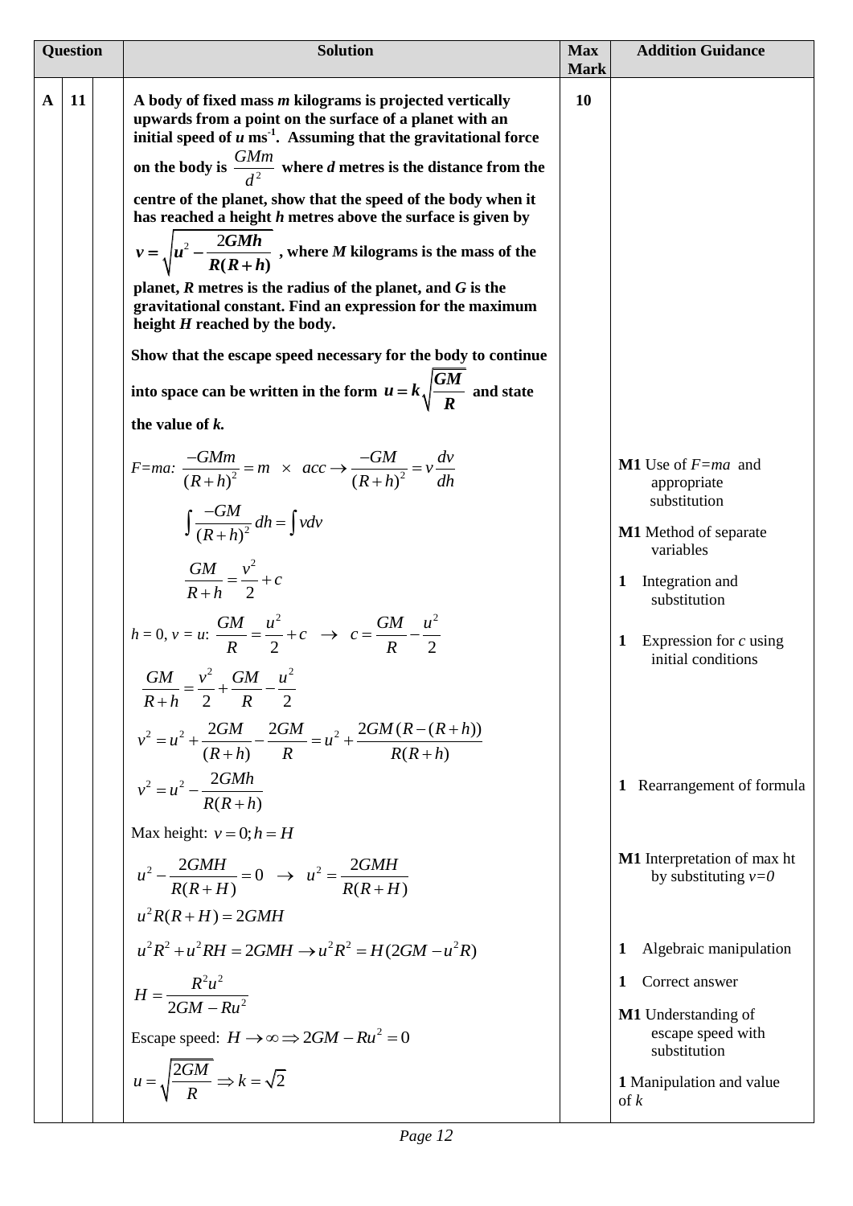| Question | | | Solution | Max Mark | Addition Guidance |
|---|---|---|---|---|---|
| A | 11 | | **A body of fixed mass *m* kilograms is projected vertically upwards from a point on the surface of a planet with an initial speed of *u* ms$^{-1}$. Assuming that the gravitational force on the body is $\frac{GMm}{d^2}$ where *d* metres is the distance from the centre of the planet, show that the speed of the body when it has reached a height *h* metres above the surface is given by $v = \sqrt{u^2 - \frac{2GMh}{R(R+h)}}$, where *M* kilograms is the mass of the planet, *R* metres is the radius of the planet, and *G* is the gravitational constant. Find an expression for the maximum height *H* reached by the body.** | 10 | |
| | | | **Show that the escape speed necessary for the body to continue into space can be written in the form $u = k\sqrt{\frac{GM}{R}}$ and state the value of *k*.** | | |
| | | | *F=ma*: $\frac{-GMm}{(R+h)^2} = m \times acc \rightarrow \frac{-GM}{(R+h)^2} = v\frac{dv}{dh}$ | | **M1** Use of *F=ma* and appropriate substitution |
| | | | $\int \frac{-GM}{(R+h)^2}\,dh = \int v\,dv$ | | **M1** Method of separate variables |
| | | | $\frac{GM}{R+h} = \frac{v^2}{2} + c$ | | **1** Integration and substitution |
| | | | $h = 0,\ v = u$: $\frac{GM}{R} = \frac{u^2}{2} + c \rightarrow c = \frac{GM}{R} - \frac{u^2}{2}$ | | **1** Expression for *c* using initial conditions |
| | | | $\frac{GM}{R+h} = \frac{v^2}{2} + \frac{GM}{R} - \frac{u^2}{2}$ | | |
| | | | $v^2 = u^2 + \frac{2GM}{(R+h)} - \frac{2GM}{R} = u^2 + \frac{2GM(R-(R+h))}{R(R+h)}$ | | |
| | | | $v^2 = u^2 - \frac{2GMh}{R(R+h)}$ | | **1** Rearrangement of formula |
| | | | Max height: $v = 0; h = H$ | | |
| | | | $u^2 - \frac{2GMH}{R(R+H)} = 0 \rightarrow u^2 = \frac{2GMH}{R(R+H)}$ | | **M1** Interpretation of max ht by substituting *v=0* |
| | | | $u^2R(R+H) = 2GMH$ | | |
| | | | $u^2R^2 + u^2RH = 2GMH \rightarrow u^2R^2 = H(2GM - u^2R)$ | | **1** Algebraic manipulation |
| | | | $H = \frac{R^2u^2}{2GM - Ru^2}$ | | **1** Correct answer |
| | | | Escape speed: $H \rightarrow \infty \Rightarrow 2GM - Ru^2 = 0$ | | **M1** Understanding of escape speed with substitution |
| | | | $u = \sqrt{\frac{2GM}{R}} \Rightarrow k = \sqrt{2}$ | | **1** Manipulation and value of *k* |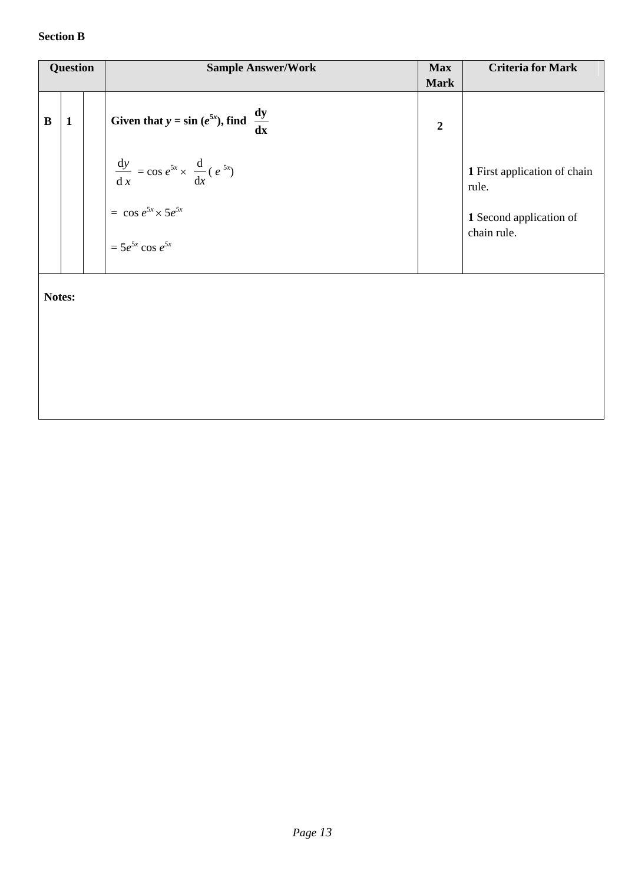**Section B**

| Question | | | Sample Answer/Work | Max Mark | Criteria for Mark |
|---|---|---|---|---|---|
| **B** | **1** | | **Given that $y = \sin(e^{5x})$, find $\dfrac{dy}{dx}$** <br><br> $\dfrac{dy}{dx} = \cos e^{5x} \times \dfrac{d}{dx}(e^{5x})$ <br><br> $= \cos e^{5x} \times 5e^{5x}$ <br><br> $= 5e^{5x} \cos e^{5x}$ | **2** | **1** First application of chain rule. <br><br> **1** Second application of chain rule. |
| **Notes:** | | | | | |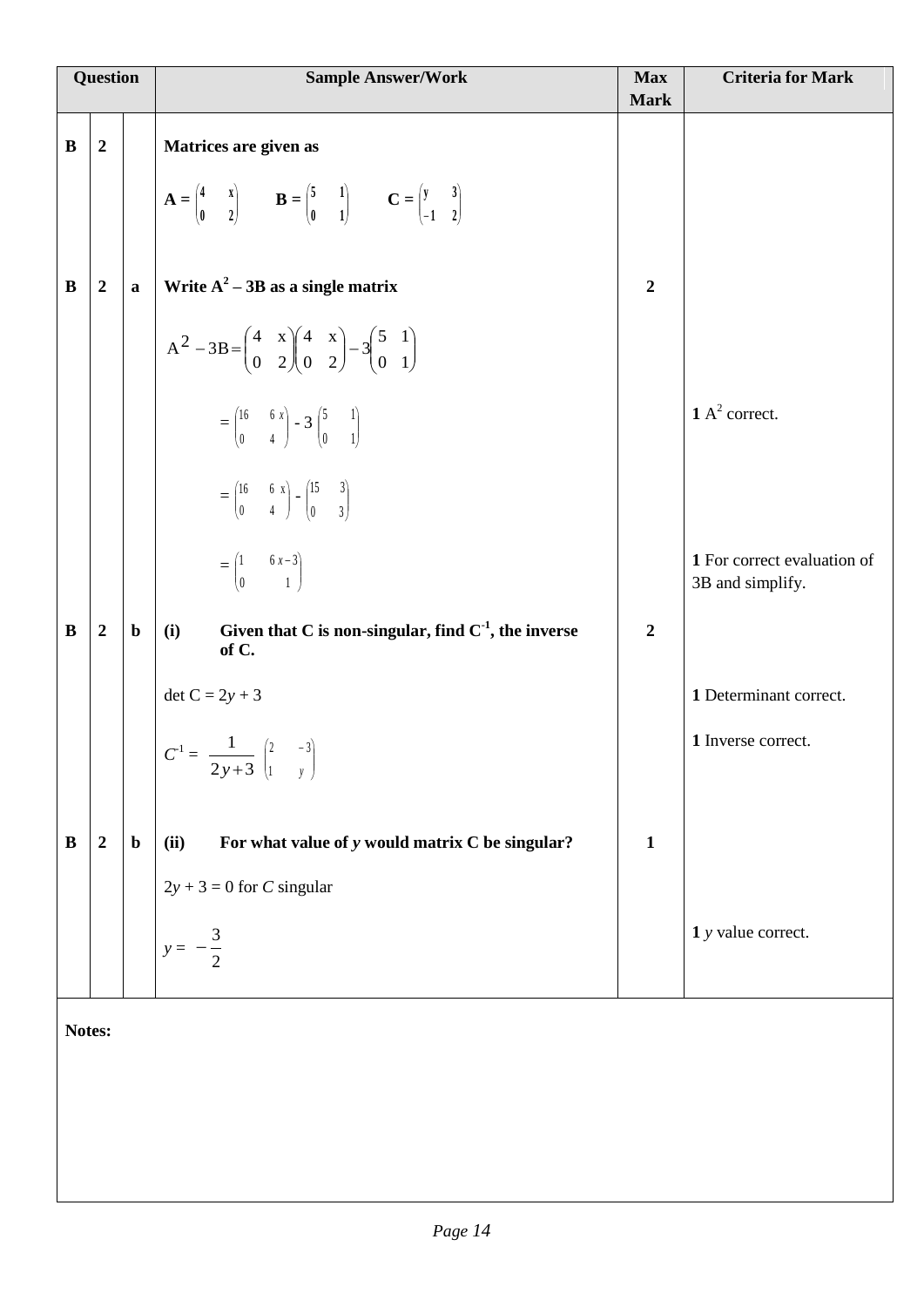| Question | | | Sample Answer/Work | Max Mark | Criteria for Mark |
|---|---|---|---|---|---|
| **B** | **2** | | **Matrices are given as** | | |
| | | | $\mathbf{A} = \begin{pmatrix} 4 & x \\ 0 & 2 \end{pmatrix}$ $\quad \mathbf{B} = \begin{pmatrix} 5 & 1 \\ 0 & 1 \end{pmatrix}$ $\quad \mathbf{C} = \begin{pmatrix} y & 3 \\ -1 & 2 \end{pmatrix}$ | | |
| **B** | **2** | **a** | **Write $\mathbf{A}^2 - 3\mathbf{B}$ as a single matrix** | **2** | |
| | | | $A^2 - 3B = \begin{pmatrix} 4 & x \\ 0 & 2 \end{pmatrix}\begin{pmatrix} 4 & x \\ 0 & 2 \end{pmatrix} - 3\begin{pmatrix} 5 & 1 \\ 0 & 1 \end{pmatrix}$ | | |
| | | | $= \begin{pmatrix} 16 & 6x \\ 0 & 4 \end{pmatrix} - 3\begin{pmatrix} 5 & 1 \\ 0 & 1 \end{pmatrix}$ | | **1** $A^2$ correct. |
| | | | $= \begin{pmatrix} 16 & 6x \\ 0 & 4 \end{pmatrix} - \begin{pmatrix} 15 & 3 \\ 0 & 3 \end{pmatrix}$ | | |
| | | | $= \begin{pmatrix} 1 & 6x-3 \\ 0 & 1 \end{pmatrix}$ | | **1** For correct evaluation of 3B and simplify. |
| **B** | **2** | **b** | **(i) Given that C is non-singular, find $\mathbf{C}^{-1}$, the inverse of C.** | **2** | |
| | | | $\det C = 2y + 3$ | | **1** Determinant correct. |
| | | | $C^{-1} = \dfrac{1}{2y+3}\begin{pmatrix} 2 & -3 \\ 1 & y \end{pmatrix}$ | | **1** Inverse correct. |
| **B** | **2** | **b** | **(ii) For what value of *y* would matrix C be singular?** | **1** | |
| | | | $2y + 3 = 0$ for $C$ singular | | |
| | | | $y = -\dfrac{3}{2}$ | | **1** $y$ value correct. |

**Notes:**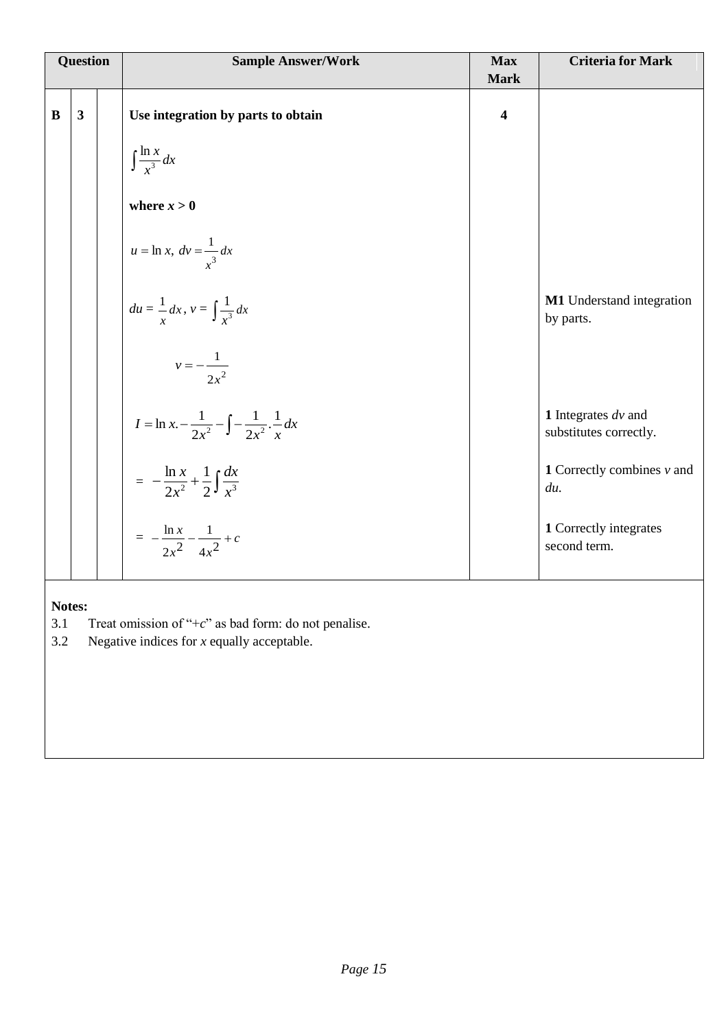| Question | | | Sample Answer/Work | Max Mark | Criteria for Mark |
|---|---|---|---|---|---|
| **B** | **3** | | **Use integration by parts to obtain** | **4** | |
| | | | $\int \frac{\ln x}{x^3} dx$ | | |
| | | | **where $x > 0$** | | |
| | | | $u = \ln x,\ dv = \frac{1}{x^3} dx$ | | |
| | | | $du = \frac{1}{x} dx,\ v = \int \frac{1}{x^3} dx$ | | **M1** Understand integration by parts. |
| | | | $v = -\frac{1}{2x^2}$ | | |
| | | | $I = \ln x . -\frac{1}{2x^2} - \int -\frac{1}{2x^2} . \frac{1}{x} dx$ | | **1** Integrates *dv* and substitutes correctly. |
| | | | $= -\frac{\ln x}{2x^2} + \frac{1}{2} \int \frac{dx}{x^3}$ | | **1** Correctly combines *v* and *du*. |
| | | | $= -\frac{\ln x}{2x^2} - \frac{1}{4x^2} + c$ | | **1** Correctly integrates second term. |

**Notes:**

3.1 Treat omission of "+*c*" as bad form: do not penalise.

3.2 Negative indices for *x* equally acceptable.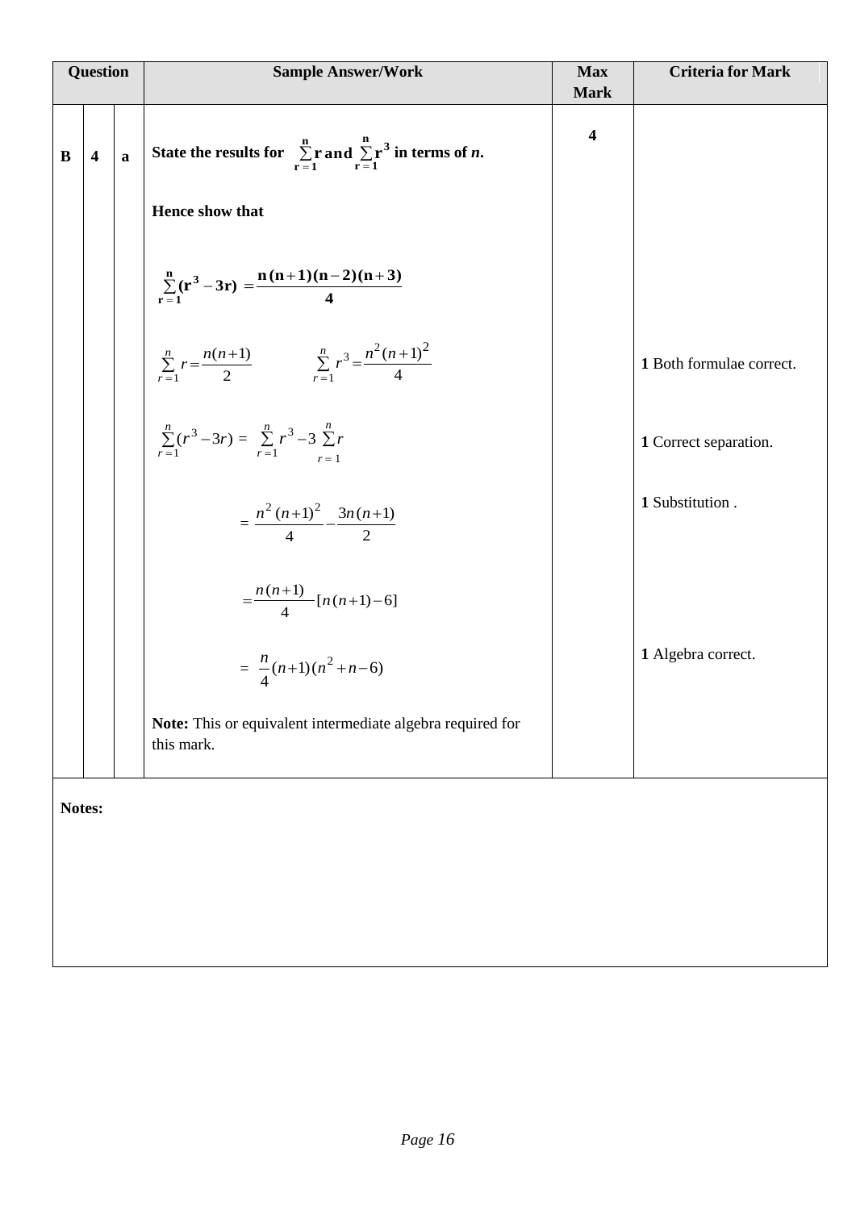| Question | | | Sample Answer/Work | Max Mark | Criteria for Mark |
|---|---|---|---|---|---|
| B | 4 | a | **State the results for** $\sum_{r=1}^{n} r$ **and** $\sum_{r=1}^{n} r^3$ **in terms of *n*.** <br><br> **Hence show that** <br><br> $\sum_{r=1}^{n}(r^3 - 3r) = \frac{n(n+1)(n-2)(n+3)}{4}$ | 4 | |
| | | | $\sum_{r=1}^{n} r = \frac{n(n+1)}{2}$ $\qquad \sum_{r=1}^{n} r^3 = \frac{n^2(n+1)^2}{4}$ | | **1** Both formulae correct. |
| | | | $\sum_{r=1}^{n}(r^3 - 3r) = \sum_{r=1}^{n} r^3 - 3\sum_{r=1}^{n} r$ | | **1** Correct separation. |
| | | | $= \frac{n^2(n+1)^2}{4} - \frac{3n(n+1)}{2}$ | | **1** Substitution . |
| | | | $= \frac{n(n+1)}{4}[n(n+1) - 6]$ | | |
| | | | $= \frac{n}{4}(n+1)(n^2 + n - 6)$ <br><br> **Note:** This or equivalent intermediate algebra required for this mark. | | **1** Algebra correct. |

**Notes:**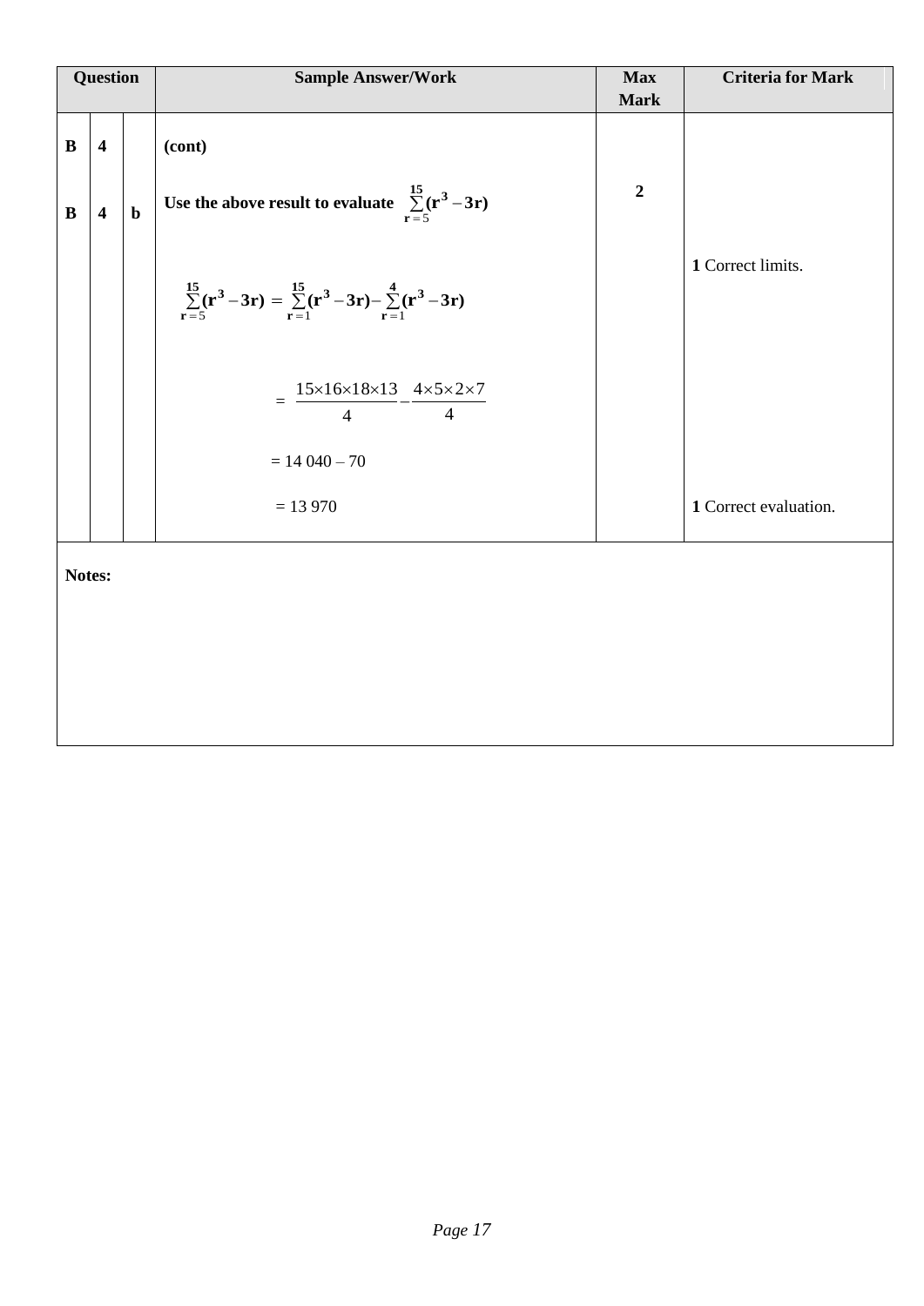| Question | | | Sample Answer/Work | Max Mark | Criteria for Mark |
|---|---|---|---|---|---|
| **B** | **4** | | **(cont)** | | |
| **B** | **4** | **b** | **Use the above result to evaluate** $\sum_{r=5}^{15}(r^3 - 3r)$ | **2** | |
| | | | $\sum_{r=5}^{15}(r^3 - 3r) = \sum_{r=1}^{15}(r^3 - 3r) - \sum_{r=1}^{4}(r^3 - 3r)$ | | **1** Correct limits. |
| | | | $= \frac{15\times16\times18\times13}{4} - \frac{4\times5\times2\times7}{4}$ | | |
| | | | $= 14\,040 - 70$ | | |
| | | | $= 13\,970$ | | **1** Correct evaluation. |

**Notes:**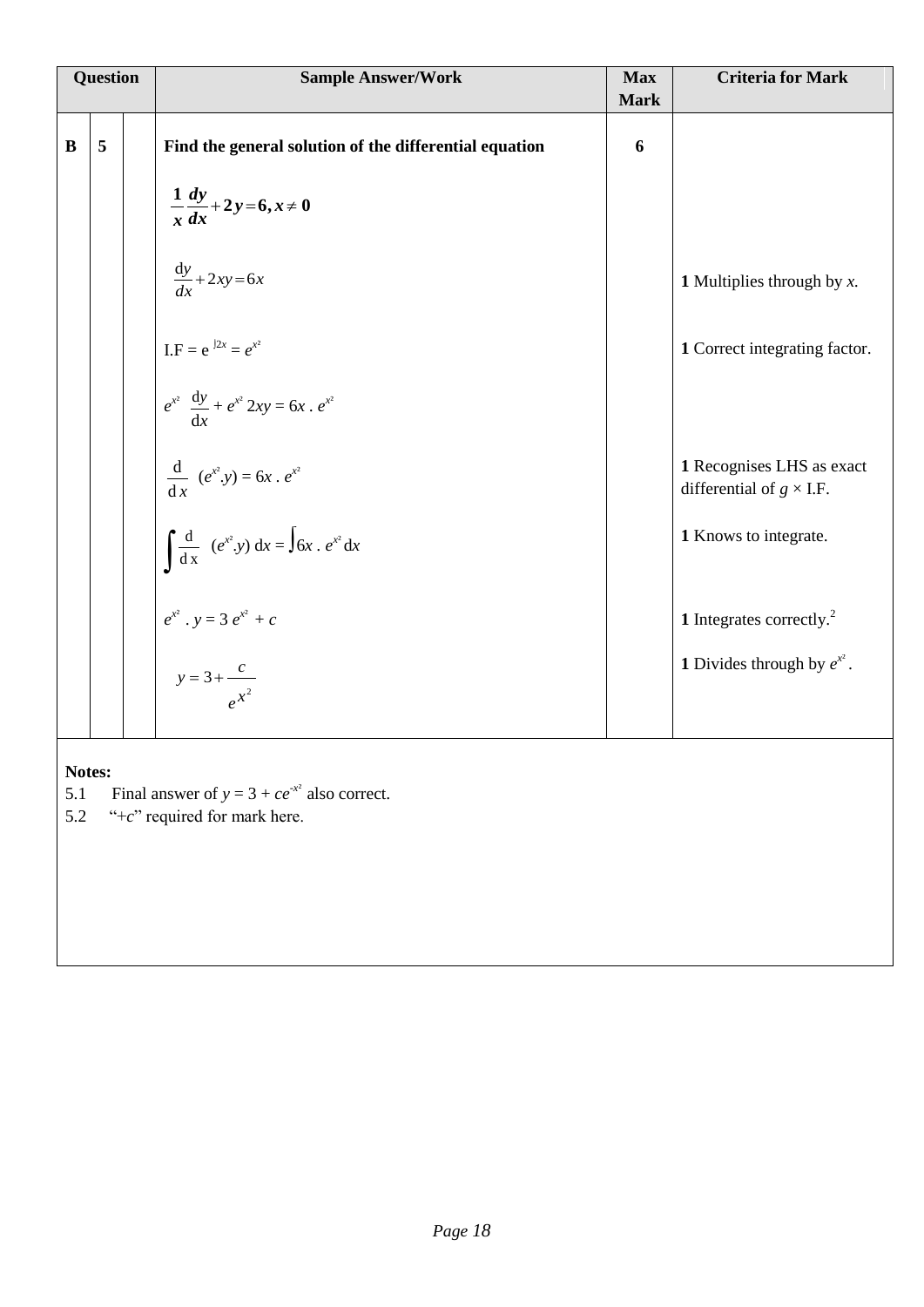| Question | | | Sample Answer/Work | Max Mark | Criteria for Mark |
|---|---|---|---|---|---|
| **B** | **5** | | **Find the general solution of the differential equation** | **6** | |
| | | | $\frac{1}{x}\frac{dy}{dx} + 2y = 6, x \neq 0$ | | |
| | | | $\frac{dy}{dx} + 2xy = 6x$ | | **1** Multiplies through by *x.* |
| | | | I.F = $e^{\int 2x} = e^{x^2}$ | | **1** Correct integrating factor. |
| | | | $e^{x^2}\ \frac{dy}{dx} + e^{x^2}\ 2xy = 6x\ .\ e^{x^2}$ | | |
| | | | $\frac{d}{dx}\ (e^{x^2}.y) = 6x\ .\ e^{x^2}$ | | **1** Recognises LHS as exact differential of $g$ × I.F. |
| | | | $\int \frac{d}{dx}\ (e^{x^2}.y)\ dx = \int 6x\ .\ e^{x^2}\ dx$ | | **1** Knows to integrate. |
| | | | $e^{x^2}\ .\ y = 3\ e^{x^2} + c$ | | **1** Integrates correctly.[2] |
| | | | $y = 3 + \frac{c}{e^{x^2}}$ | | **1** Divides through by $e^{x^2}$. |

**Notes:**

5.1 Final answer of $y = 3 + ce^{-x^2}$ also correct.

5.2 "+$c$" required for mark here.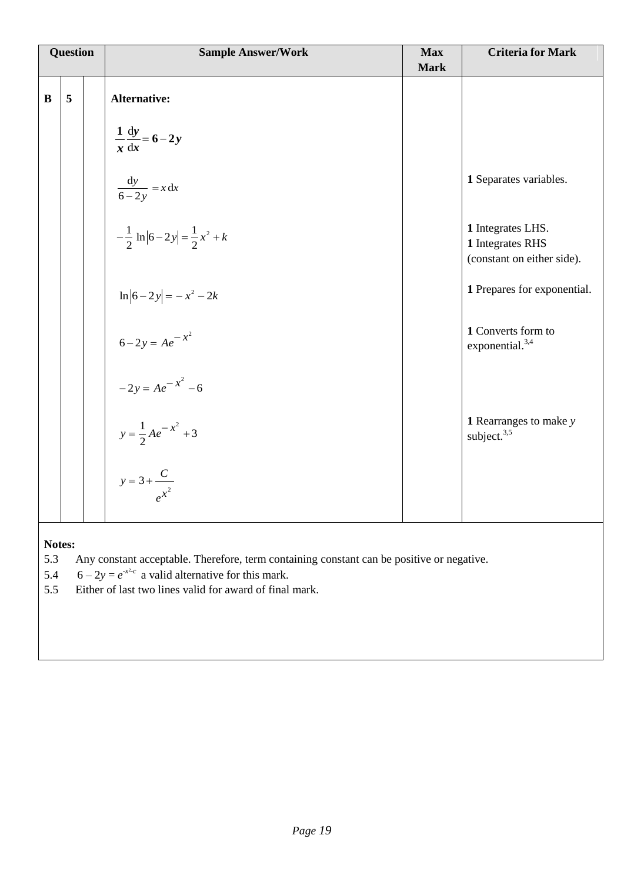| Question | | | Sample Answer/Work | Max Mark | Criteria for Mark |
|---|---|---|---|---|---|
| **B** | **5** | | **Alternative:** | | |
| | | | $\dfrac{1}{x}\dfrac{dy}{dx} = 6 - 2y$ | | |
| | | | $\dfrac{dy}{6-2y} = x\,dx$ | | **1** Separates variables. |
| | | | $-\dfrac{1}{2}\ln\lvert 6-2y\rvert = \dfrac{1}{2}x^2 + k$ | | **1** Integrates LHS. **1** Integrates RHS (constant on either side). |
| | | | $\ln\lvert 6-2y\rvert = -x^2 - 2k$ | | **1** Prepares for exponential. |
| | | | $6 - 2y = Ae^{-x^2}$ | | **1** Converts form to exponential.[3,4] |
| | | | $-2y = Ae^{-x^2} - 6$ | | |
| | | | $y = \dfrac{1}{2}Ae^{-x^2} + 3$ | | **1** Rearranges to make $y$ subject.[3,5] |
| | | | $y = 3 + \dfrac{C}{e^{x^2}}$ | | |

**Notes:**

5.3 Any constant acceptable. Therefore, term containing constant can be positive or negative.

5.4 $6 - 2y = e^{-x^2 - c}$ a valid alternative for this mark.

5.5 Either of last two lines valid for award of final mark.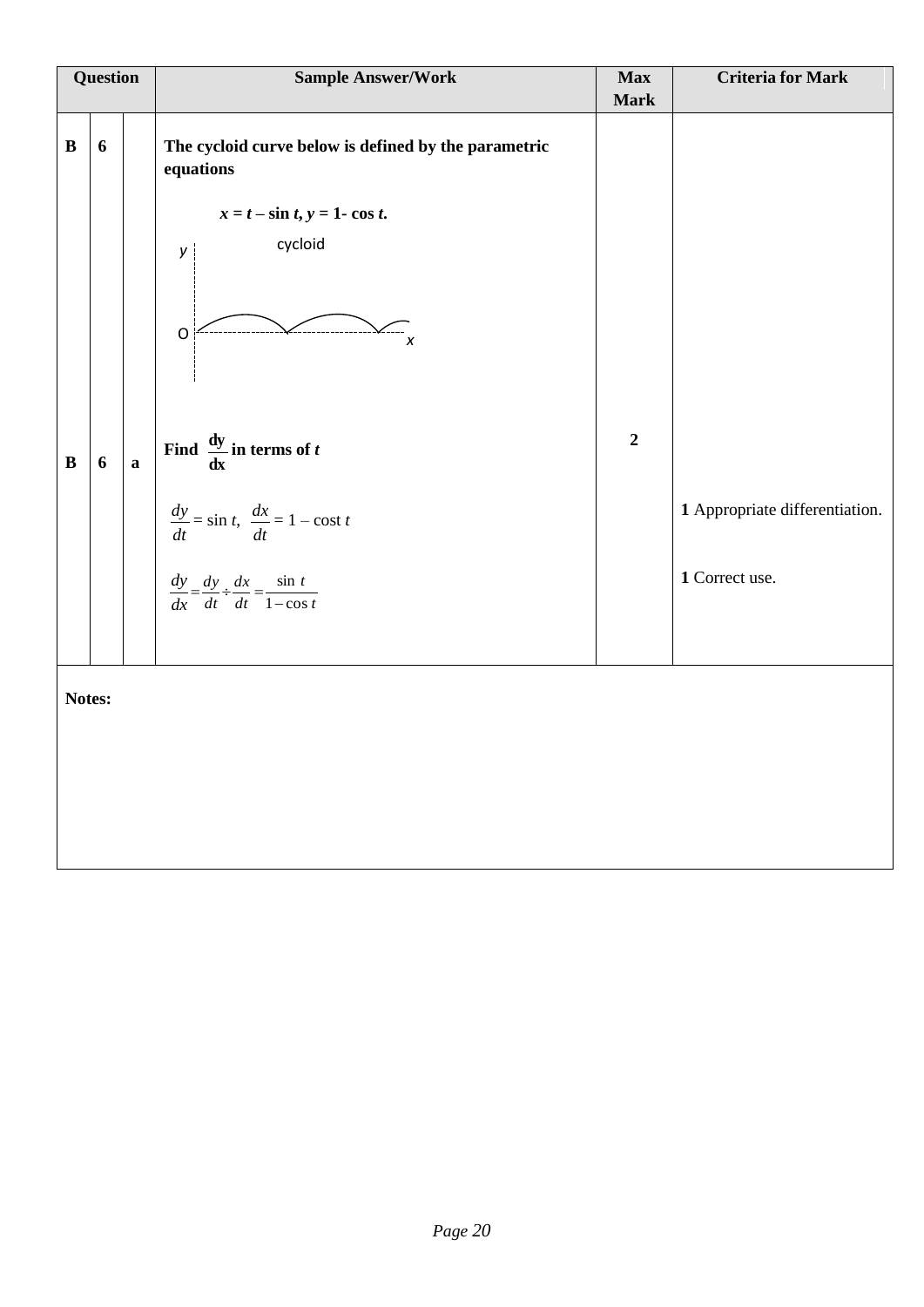| Question | | | Sample Answer/Work | Max Mark | Criteria for Mark |
|---|---|---|---|---|---|
| B | 6 | | **The cycloid curve below is defined by the parametric equations** <br><br> $x = t - \sin t,\ y = 1 - \cos t.$ <br><br> y cycloid <br> O x | | |
| B | 6 | a | **Find $\frac{dy}{dx}$ in terms of *t*** <br><br> $\frac{dy}{dt} = \sin t,\ \ \frac{dx}{dt} = 1 - \text{cost}\ t$ <br><br> $\frac{dy}{dx} = \frac{dy}{dt} \div \frac{dx}{dt} = \frac{\sin t}{1 - \cos t}$ | 2 | **1** Appropriate differentiation. <br><br> **1** Correct use. |

**Notes:**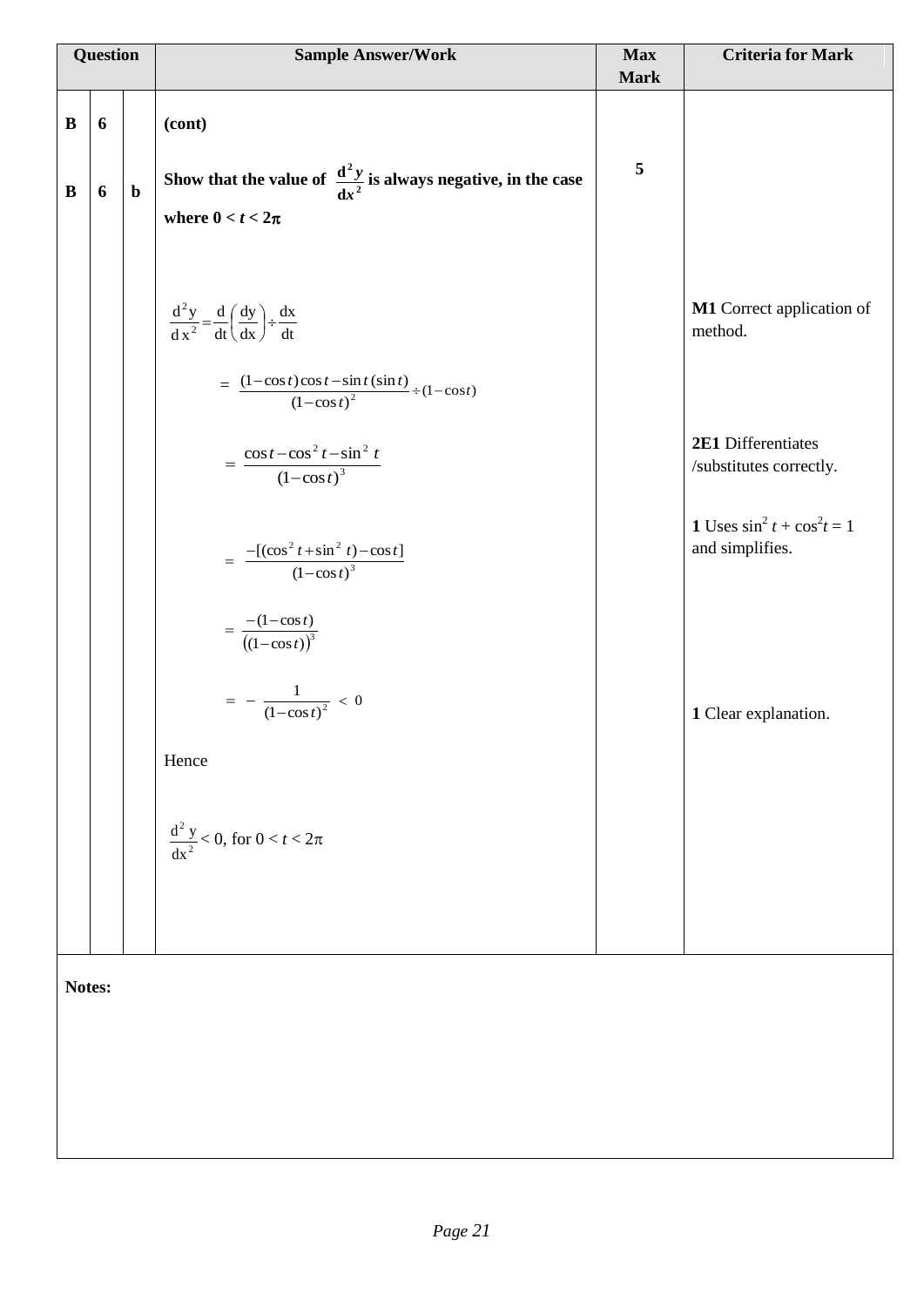| Question | | | Sample Answer/Work | Max Mark | Criteria for Mark |
|---|---|---|---|---|---|
| B | 6 | | **(cont)** | | |
| B | 6 | b | **Show that the value of $\frac{d^2y}{dx^2}$ is always negative, in the case where $0 < t < 2\pi$** | 5 | |
| | | | $\frac{d^2y}{dx^2} = \frac{d}{dt}\left(\frac{dy}{dx}\right) \div \frac{dx}{dt}$ | | **M1** Correct application of method. |
| | | | $= \frac{(1-\cos t)\cos t - \sin t(\sin t)}{(1-\cos t)^2} \div (1-\cos t)$ | | |
| | | | $= \frac{\cos t - \cos^2 t - \sin^2 t}{(1-\cos t)^3}$ | | **2E1** Differentiates /substitutes correctly. |
| | | | $= \frac{-[(\cos^2 t + \sin^2 t) - \cos t]}{(1-\cos t)^3}$ | | **1** Uses $\sin^2 t + \cos^2 t = 1$ and simplifies. |
| | | | $= \frac{-(1-\cos t)}{((1-\cos t))^3}$ | | |
| | | | $= -\frac{1}{(1-\cos t)^2} < 0$ | | **1** Clear explanation. |
| | | | Hence | | |
| | | | $\frac{d^2y}{dx^2} < 0$, for $0 < t < 2\pi$ | | |

**Notes:**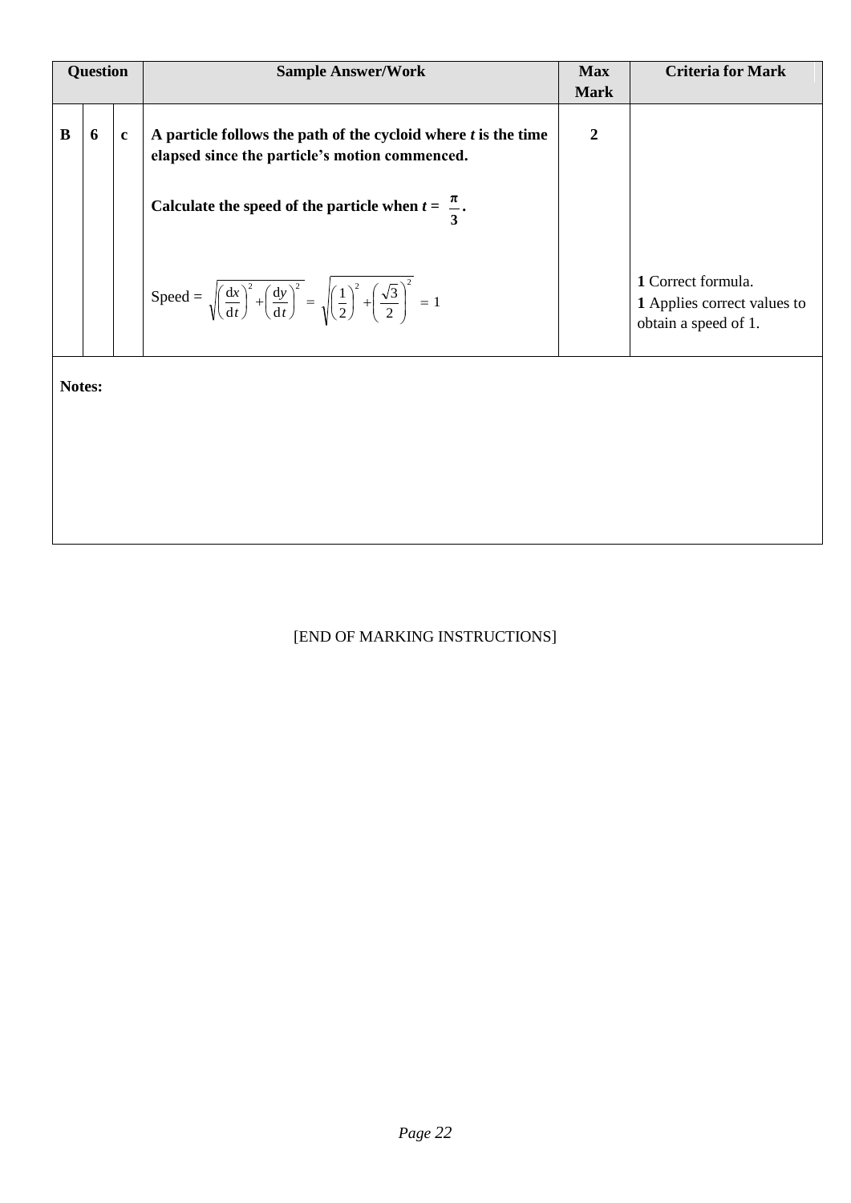| Question | | | Sample Answer/Work | Max Mark | Criteria for Mark |
|---|---|---|---|---|---|
| **B** | **6** | **c** | **A particle follows the path of the cycloid where *t* is the time elapsed since the particle's motion commenced.**<br><br>**Calculate the speed of the particle when $t = \frac{\pi}{3}$.**<br><br>Speed = $\sqrt{\left(\frac{dx}{dt}\right)^2 + \left(\frac{dy}{dt}\right)^2} = \sqrt{\left(\frac{1}{2}\right)^2 + \left(\frac{\sqrt{3}}{2}\right)^2} = 1$ | **2** | **1** Correct formula.<br>**1** Applies correct values to obtain a speed of 1. |

**Notes:**

[END OF MARKING INSTRUCTIONS]